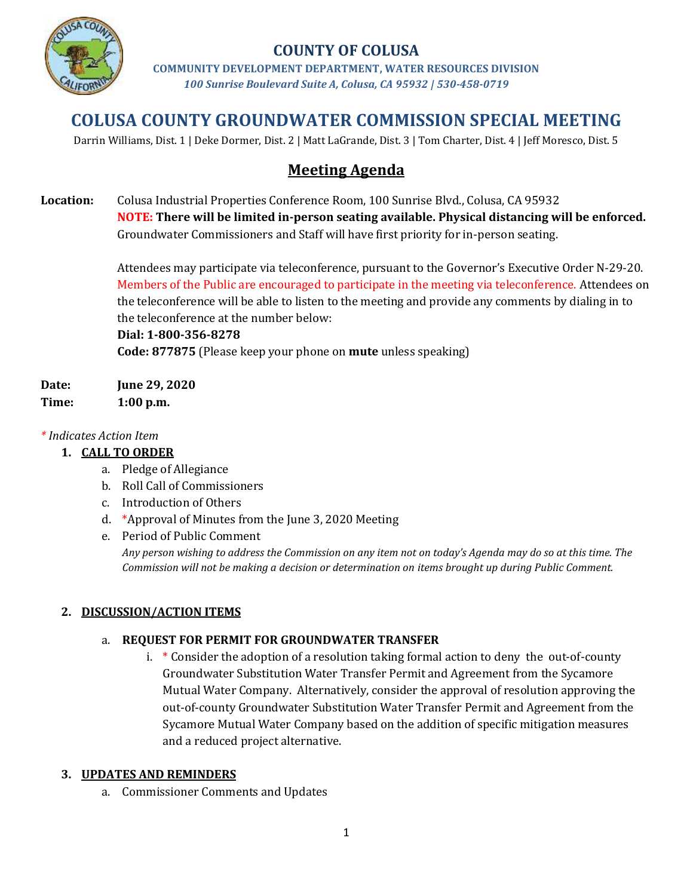# COUNTY OF COLUSA

**COMMUNITY DEVELOPMENT DEPARTMENT, WATER RESOURCES DIVISION**

*100 Sunrise Boulevard Suite A, Colusa, CA 95932 | 530-458-0719*

# COLUSA COUNTY GROUNDWATER COMMISSION SPECIAL MEETING

Darrin Williams, Dist. 1 | Deke Dormer, Dist. 2 | Matt LaGrande, Dist. 3 | Tom Charter, Dist. 4 | Jeff Moresco, Dist. 5

## Meeting Agenda

**Location:** Colusa Industrial Properties Conference Room, 100 Sunrise Blvd., Colusa, CA 95932
NOTE: **There will be limited in-person seating available. Physical distancing will be enforced.** Groundwater Commissioners and Staff will have first priority for in-person seating.

Attendees may participate via teleconference, pursuant to the Governor's Executive Order N-29-20. Members of the Public are encouraged to participate in the meeting via teleconference. Attendees on the teleconference will be able to listen to the meeting and provide any comments by dialing in to the teleconference at the number below:
**Dial: 1-800-356-8278**
**Code: 877875** (Please keep your phone on **mute** unless speaking)

**Date:** **June 29, 2020**
**Time:** **1:00 p.m.**

*\* Indicates Action Item*

1. **CALL TO ORDER**
   a. Pledge of Allegiance
   b. Roll Call of Commissioners
   c. Introduction of Others
   d. *Approval of Minutes from the June 3, 2020 Meeting
   e. Period of Public Comment
   *Any person wishing to address the Commission on any item not on today's Agenda may do so at this time. The Commission will not be making a decision or determination on items brought up during Public Comment.*

2. **DISCUSSION/ACTION ITEMS**
   a. **REQUEST FOR PERMIT FOR GROUNDWATER TRANSFER**
      i. * Consider the adoption of a resolution taking formal action to deny the out-of-county Groundwater Substitution Water Transfer Permit and Agreement from the Sycamore Mutual Water Company. Alternatively, consider the approval of resolution approving the out-of-county Groundwater Substitution Water Transfer Permit and Agreement from the Sycamore Mutual Water Company based on the addition of specific mitigation measures and a reduced project alternative.

3. **UPDATES AND REMINDERS**
   a. Commissioner Comments and Updates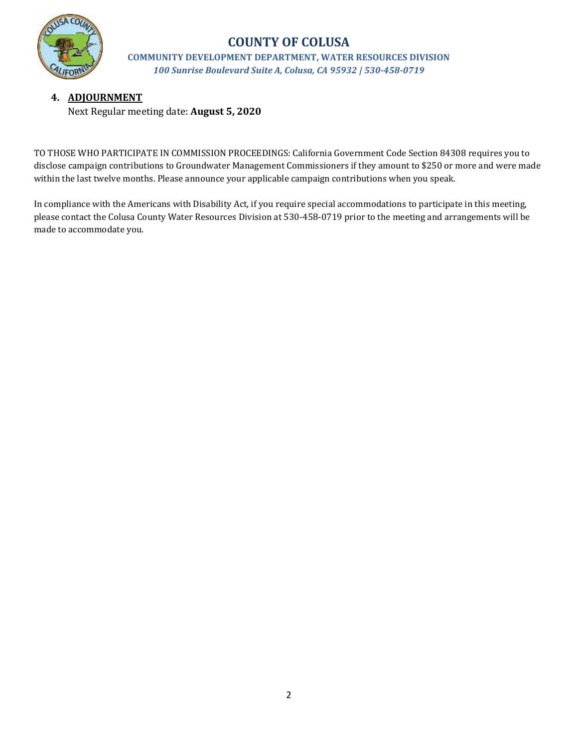# COUNTY OF COLUSA

**COMMUNITY DEVELOPMENT DEPARTMENT, WATER RESOURCES DIVISION**

*100 Sunrise Boulevard Suite A, Colusa, CA 95932 | 530-458-0719*

4. **ADJOURNMENT**

   Next Regular meeting date: **August 5, 2020**

TO THOSE WHO PARTICIPATE IN COMMISSION PROCEEDINGS: California Government Code Section 84308 requires you to disclose campaign contributions to Groundwater Management Commissioners if they amount to $250 or more and were made within the last twelve months. Please announce your applicable campaign contributions when you speak.

In compliance with the Americans with Disability Act, if you require special accommodations to participate in this meeting, please contact the Colusa County Water Resources Division at 530-458-0719 prior to the meeting and arrangements will be made to accommodate you.